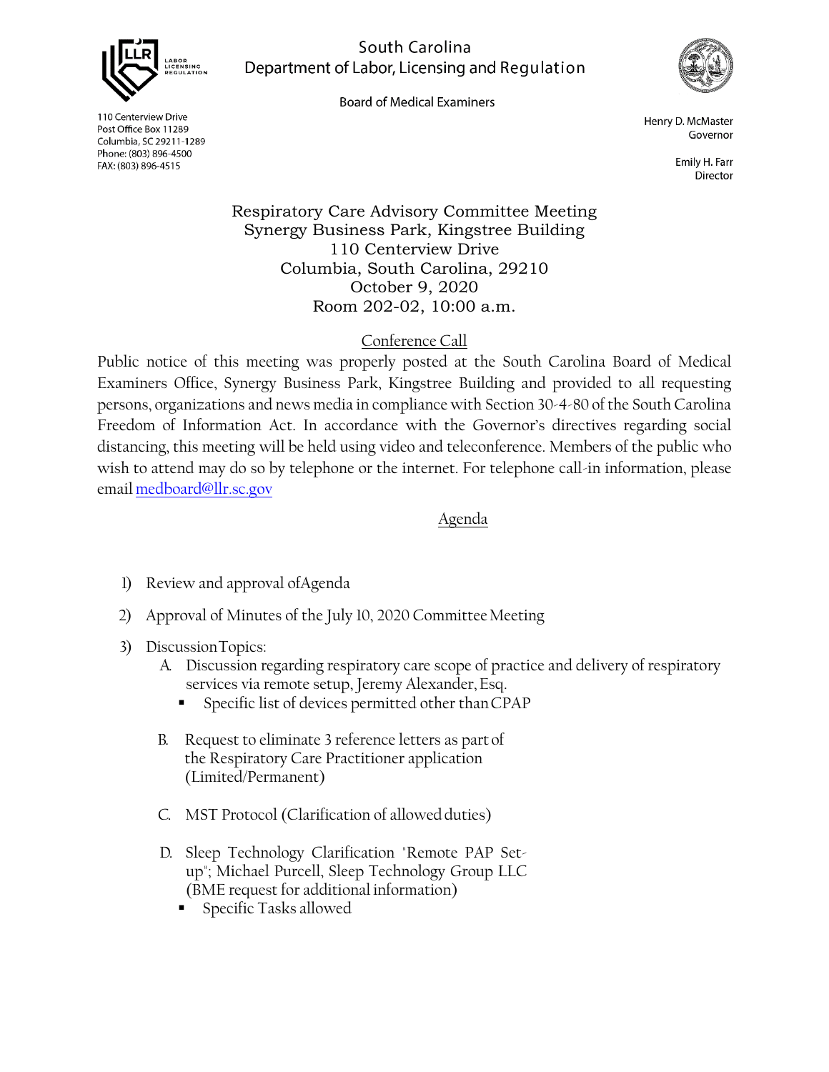South Carolina
Department of Labor, Licensing and Regulation

Board of Medical Examiners

110 Centerview Drive
Post Office Box 11289
Columbia, SC 29211-1289
Phone: (803) 896-4500
FAX: (803) 896-4515

Henry D. McMaster
Governor

Emily H. Farr
Director

# Respiratory Care Advisory Committee Meeting
Synergy Business Park, Kingstree Building
110 Centerview Drive
Columbia, South Carolina, 29210
October 9, 2020
Room 202-02, 10:00 a.m.

## Conference Call

Public notice of this meeting was properly posted at the South Carolina Board of Medical Examiners Office, Synergy Business Park, Kingstree Building and provided to all requesting persons, organizations and news media in compliance with Section 30-4-80 of the South Carolina Freedom of Information Act. In accordance with the Governor's directives regarding social distancing, this meeting will be held using video and teleconference. Members of the public who wish to attend may do so by telephone or the internet. For telephone call-in information, please email medboard@llr.sc.gov

## Agenda

1) Review and approval of Agenda
2) Approval of Minutes of the July 10, 2020 Committee Meeting
3) Discussion Topics:
   A. Discussion regarding respiratory care scope of practice and delivery of respiratory services via remote setup, Jeremy Alexander, Esq.
      - Specific list of devices permitted other than CPAP

   B. Request to eliminate 3 reference letters as part of the Respiratory Care Practitioner application (Limited/Permanent)

   C. MST Protocol (Clarification of allowed duties)

   D. Sleep Technology Clarification "Remote PAP Set-up"; Michael Purcell, Sleep Technology Group LLC (BME request for additional information)
      - Specific Tasks allowed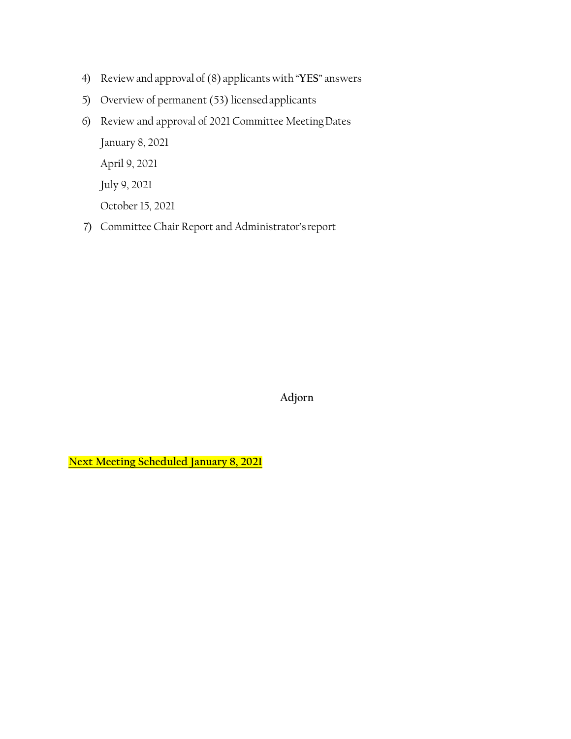4) Review and approval of (8) applicants with "**YES**" answers

5) Overview of permanent (53) licensed applicants

6) Review and approval of 2021 Committee Meeting Dates

   January 8, 2021

   April 9, 2021

   July 9, 2021

   October 15, 2021

7) Committee Chair Report and Administrator's report

**Adjorn**

**Next Meeting Scheduled January 8, 2021**